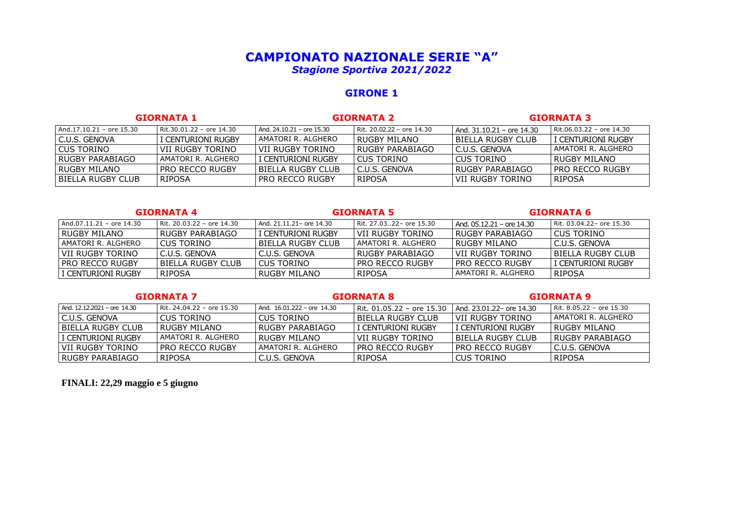# CAMPIONATO NAZIONALE SERIE "A"

***Stagione Sportiva 2021/2022***

## GIRONE 1

| GIORNATA 1 | | GIORNATA 2 | | GIORNATA 3 | |
|---|---|---|---|---|---|
| And.17.10.21 – ore 15.30 | Rit.30.01.22 – ore 14.30 | And. 24.10.21 – ore 15.30 | Rit. 20.02.22 – ore 14.30 | And. 31.10.21 – ore 14.30 | Rit.06.03.22 – ore 14.30 |
| C.U.S. GENOVA | I CENTURIONI RUGBY | AMATORI R. ALGHERO | RUGBY MILANO | BIELLA RUGBY CLUB | I CENTURIONI RUGBY |
| CUS TORINO | VII RUGBY TORINO | VII RUGBY TORINO | RUGBY PARABIAGO | C.U.S. GENOVA | AMATORI R. ALGHERO |
| RUGBY PARABIAGO | AMATORI R. ALGHERO | I CENTURIONI RUGBY | CUS TORINO | CUS TORINO | RUGBY MILANO |
| RUGBY MILANO | PRO RECCO RUGBY | BIELLA RUGBY CLUB | C.U.S. GENOVA | RUGBY PARABIAGO | PRO RECCO RUGBY |
| BIELLA RUGBY CLUB | RIPOSA | PRO RECCO RUGBY | RIPOSA | VII RUGBY TORINO | RIPOSA |

| GIORNATA 4 | | GIORNATA 5 | | GIORNATA 6 | |
|---|---|---|---|---|---|
| And.07.11.21 – ore 14.30 | Rit. 20.03.22 – ore 14.30 | And. 21.11.21– ore 14.30 | Rit. 27.03..22– ore 15.30 | And. 05.12.21 – ore 14.30 | Rit. 03.04.22– ore 15.30 |
| RUGBY MILANO | RUGBY PARABIAGO | I CENTURIONI RUGBY | VII RUGBY TORINO | RUGBY PARABIAGO | CUS TORINO |
| AMATORI R. ALGHERO | CUS TORINO | BIELLA RUGBY CLUB | AMATORI R. ALGHERO | RUGBY MILANO | C.U.S. GENOVA |
| VII RUGBY TORINO | C.U.S. GENOVA | C.U.S. GENOVA | RUGBY PARABIAGO | VII RUGBY TORINO | BIELLA RUGBY CLUB |
| PRO RECCO RUGBY | BIELLA RUGBY CLUB | CUS TORINO | PRO RECCO RUGBY | PRO RECCO RUGBY | I CENTURIONI RUGBY |
| I CENTURIONI RUGBY | RIPOSA | RUGBY MILANO | RIPOSA | AMATORI R. ALGHERO | RIPOSA |

| GIORNATA 7 | | GIORNATA 8 | | GIORNATA 9 | |
|---|---|---|---|---|---|
| And. 12.12.2021 – ore 14.30 | Rit. 24.04.22 – ore 15.30 | And. 16.01.222 – ore 14.30 | Rit. 01.05.22 – ore 15.30 | And. 23.01.22– ore 14.30 | Rit. 8.05.22 – ore 15.30 |
| C.U.S. GENOVA | CUS TORINO | CUS TORINO | BIELLA RUGBY CLUB | VII RUGBY TORINO | AMATORI R. ALGHERO |
| BIELLA RUGBY CLUB | RUGBY MILANO | RUGBY PARABIAGO | I CENTURIONI RUGBY | I CENTURIONI RUGBY | RUGBY MILANO |
| I CENTURIONI RUGBY | AMATORI R. ALGHERO | RUGBY MILANO | VII RUGBY TORINO | BIELLA RUGBY CLUB | RUGBY PARABIAGO |
| VII RUGBY TORINO | PRO RECCO RUGBY | AMATORI R. ALGHERO | PRO RECCO RUGBY | PRO RECCO RUGBY | C.U.S. GENOVA |
| RUGBY PARABIAGO | RIPOSA | C.U.S. GENOVA | RIPOSA | CUS TORINO | RIPOSA |

**FINALI: 22,29 maggio e 5 giugno**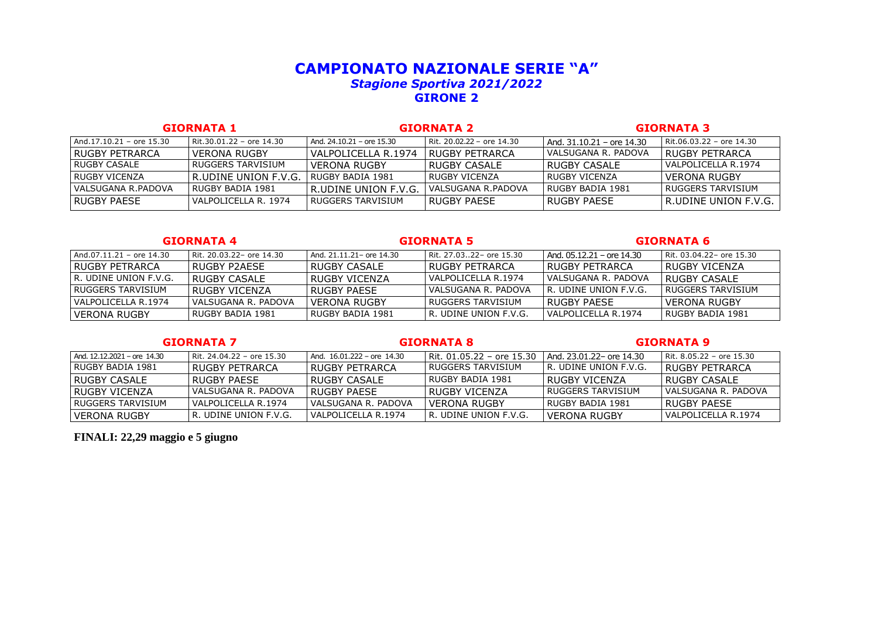# CAMPIONATO NAZIONALE SERIE "A"

## *Stagione Sportiva 2021/2022*

## GIRONE 2

| GIORNATA 1 | | GIORNATA 2 | | GIORNATA 3 | |
|---|---|---|---|---|---|
| And.17.10.21 – ore 15.30 | Rit.30.01.22 – ore 14.30 | And. 24.10.21 – ore 15.30 | Rit. 20.02.22 – ore 14.30 | And. 31.10.21 – ore 14.30 | Rit.06.03.22 – ore 14.30 |
| RUGBY PETRARCA | VERONA RUGBY | VALPOLICELLA R.1974 | RUGBY PETRARCA | VALSUGANA R. PADOVA | RUGBY PETRARCA |
| RUGBY CASALE | RUGGERS TARVISIUM | VERONA RUGBY | RUGBY CASALE | RUGBY CASALE | VALPOLICELLA R.1974 |
| RUGBY VICENZA | R.UDINE UNION F.V.G. | RUGBY BADIA 1981 | RUGBY VICENZA | RUGBY VICENZA | VERONA RUGBY |
| VALSUGANA R.PADOVA | RUGBY BADIA 1981 | R.UDINE UNION F.V.G. | VALSUGANA R.PADOVA | RUGBY BADIA 1981 | RUGGERS TARVISIUM |
| RUGBY PAESE | VALPOLICELLA R. 1974 | RUGGERS TARVISIUM | RUGBY PAESE | RUGBY PAESE | R.UDINE UNION F.V.G. |

| GIORNATA 4 | | GIORNATA 5 | | GIORNATA 6 | |
|---|---|---|---|---|---|
| And.07.11.21 – ore 14.30 | Rit. 20.03.22– ore 14.30 | And. 21.11.21– ore 14.30 | Rit. 27.03..22– ore 15.30 | And. 05.12.21 – ore 14.30 | Rit. 03.04.22– ore 15.30 |
| RUGBY PETRARCA | RUGBY P2AESE | RUGBY CASALE | RUGBY PETRARCA | RUGBY PETRARCA | RUGBY VICENZA |
| R. UDINE UNION F.V.G. | RUGBY CASALE | RUGBY VICENZA | VALPOLICELLA R.1974 | VALSUGANA R. PADOVA | RUGBY CASALE |
| RUGGERS TARVISIUM | RUGBY VICENZA | RUGBY PAESE | VALSUGANA R. PADOVA | R. UDINE UNION F.V.G. | RUGGERS TARVISIUM |
| VALPOLICELLA R.1974 | VALSUGANA R. PADOVA | VERONA RUGBY | RUGGERS TARVISIUM | RUGBY PAESE | VERONA RUGBY |
| VERONA RUGBY | RUGBY BADIA 1981 | RUGBY BADIA 1981 | R. UDINE UNION F.V.G. | VALPOLICELLA R.1974 | RUGBY BADIA 1981 |

| GIORNATA 7 | | GIORNATA 8 | | GIORNATA 9 | |
|---|---|---|---|---|---|
| And. 12.12.2021 – ore 14.30 | Rit. 24.04.22 – ore 15.30 | And. 16.01.222 – ore 14.30 | Rit. 01.05.22 – ore 15.30 | And. 23.01.22– ore 14.30 | Rit. 8.05.22 – ore 15.30 |
| RUGBY BADIA 1981 | RUGBY PETRARCA | RUGBY PETRARCA | RUGGERS TARVISIUM | R. UDINE UNION F.V.G. | RUGBY PETRARCA |
| RUGBY CASALE | RUGBY PAESE | RUGBY CASALE | RUGBY BADIA 1981 | RUGBY VICENZA | RUGBY CASALE |
| RUGBY VICENZA | VALSUGANA R. PADOVA | RUGBY PAESE | RUGBY VICENZA | RUGGERS TARVISIUM | VALSUGANA R. PADOVA |
| RUGGERS TARVISIUM | VALPOLICELLA R.1974 | VALSUGANA R. PADOVA | VERONA RUGBY | RUGBY BADIA 1981 | RUGBY PAESE |
| VERONA RUGBY | R. UDINE UNION F.V.G. | VALPOLICELLA R.1974 | R. UDINE UNION F.V.G. | VERONA RUGBY | VALPOLICELLA R.1974 |

**FINALI: 22,29 maggio e 5 giugno**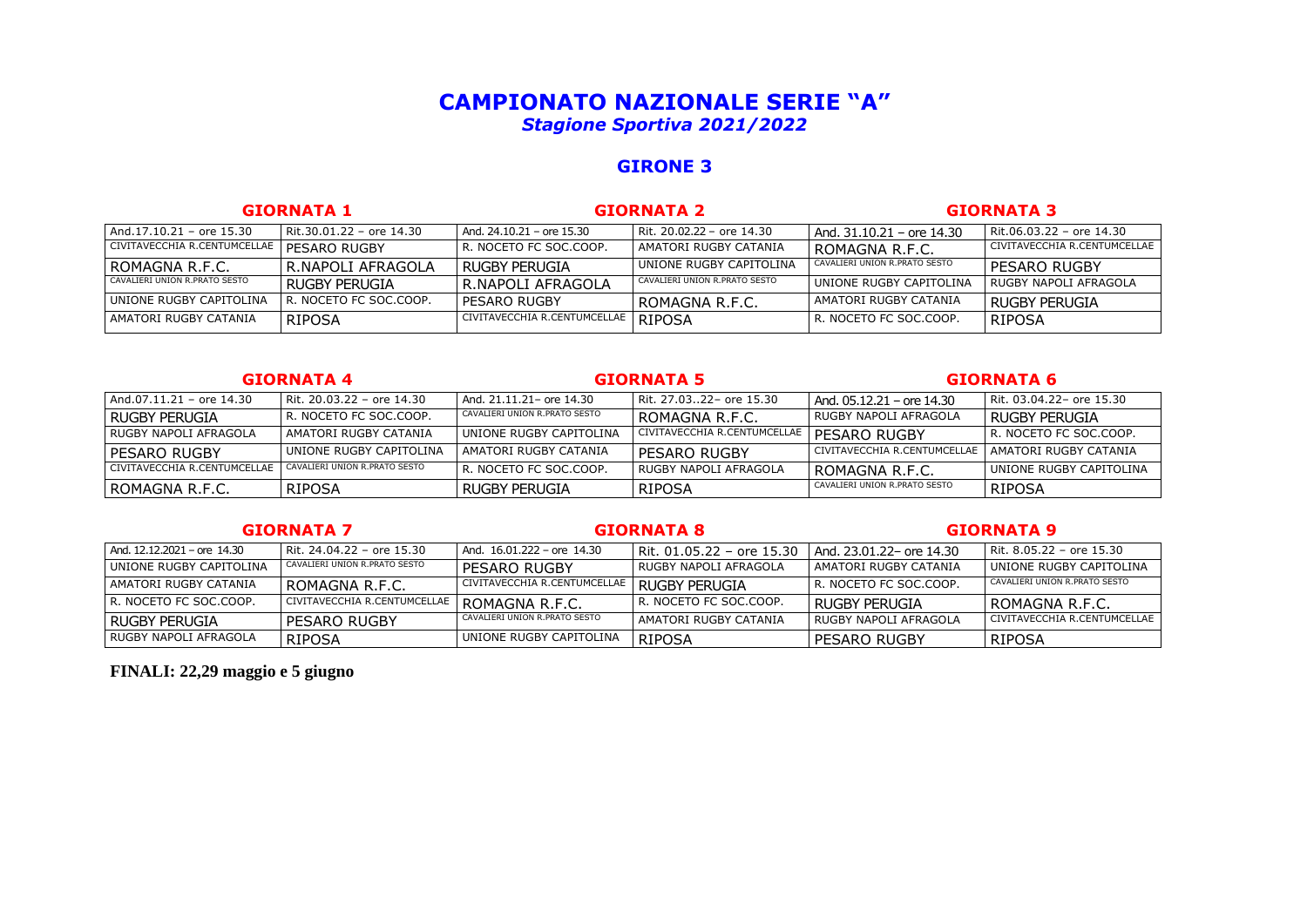# CAMPIONATO NAZIONALE SERIE "A"

*Stagione Sportiva 2021/2022*

## GIRONE 3

| GIORNATA 1 | | GIORNATA 2 | | GIORNATA 3 | |
|---|---|---|---|---|---|
| And.17.10.21 – ore 15.30 | Rit.30.01.22 – ore 14.30 | And. 24.10.21 – ore 15.30 | Rit. 20.02.22 – ore 14.30 | And. 31.10.21 – ore 14.30 | Rit.06.03.22 – ore 14.30 |
| CIVITAVECCHIA R.CENTUMCELLAE | PESARO RUGBY | R. NOCETO FC SOC.COOP. | AMATORI RUGBY CATANIA | ROMAGNA R.F.C. | CIVITAVECCHIA R.CENTUMCELLAE |
| ROMAGNA R.F.C. | R.NAPOLI AFRAGOLA | RUGBY PERUGIA | UNIONE RUGBY CAPITOLINA | CAVALIERI UNION R.PRATO SESTO | PESARO RUGBY |
| CAVALIERI UNION R.PRATO SESTO | RUGBY PERUGIA | R.NAPOLI AFRAGOLA | CAVALIERI UNION R.PRATO SESTO | UNIONE RUGBY CAPITOLINA | RUGBY NAPOLI AFRAGOLA |
| UNIONE RUGBY CAPITOLINA | R. NOCETO FC SOC.COOP. | PESARO RUGBY | ROMAGNA R.F.C. | AMATORI RUGBY CATANIA | RUGBY PERUGIA |
| AMATORI RUGBY CATANIA | RIPOSA | CIVITAVECCHIA R.CENTUMCELLAE | RIPOSA | R. NOCETO FC SOC.COOP. | RIPOSA |

| GIORNATA 4 | | GIORNATA 5 | | GIORNATA 6 | |
|---|---|---|---|---|---|
| And.07.11.21 – ore 14.30 | Rit. 20.03.22 – ore 14.30 | And. 21.11.21– ore 14.30 | Rit. 27.03..22– ore 15.30 | And. 05.12.21 – ore 14.30 | Rit. 03.04.22– ore 15.30 |
| RUGBY PERUGIA | R. NOCETO FC SOC.COOP. | CAVALIERI UNION R.PRATO SESTO | ROMAGNA R.F.C. | RUGBY NAPOLI AFRAGOLA | RUGBY PERUGIA |
| RUGBY NAPOLI AFRAGOLA | AMATORI RUGBY CATANIA | UNIONE RUGBY CAPITOLINA | CIVITAVECCHIA R.CENTUMCELLAE | PESARO RUGBY | R. NOCETO FC SOC.COOP. |
| PESARO RUGBY | UNIONE RUGBY CAPITOLINA | AMATORI RUGBY CATANIA | PESARO RUGBY | CIVITAVECCHIA R.CENTUMCELLAE | AMATORI RUGBY CATANIA |
| CIVITAVECCHIA R.CENTUMCELLAE | CAVALIERI UNION R.PRATO SESTO | R. NOCETO FC SOC.COOP. | RUGBY NAPOLI AFRAGOLA | ROMAGNA R.F.C. | UNIONE RUGBY CAPITOLINA |
| ROMAGNA R.F.C. | RIPOSA | RUGBY PERUGIA | RIPOSA | CAVALIERI UNION R.PRATO SESTO | RIPOSA |

| GIORNATA 7 | | GIORNATA 8 | | GIORNATA 9 | |
|---|---|---|---|---|---|
| And. 12.12.2021 – ore 14.30 | Rit. 24.04.22 – ore 15.30 | And. 16.01.222 – ore 14.30 | Rit. 01.05.22 – ore 15.30 | And. 23.01.22– ore 14.30 | Rit. 8.05.22 – ore 15.30 |
| UNIONE RUGBY CAPITOLINA | CAVALIERI UNION R.PRATO SESTO | PESARO RUGBY | RUGBY NAPOLI AFRAGOLA | AMATORI RUGBY CATANIA | UNIONE RUGBY CAPITOLINA |
| AMATORI RUGBY CATANIA | ROMAGNA R.F.C. | CIVITAVECCHIA R.CENTUMCELLAE | RUGBY PERUGIA | R. NOCETO FC SOC.COOP. | CAVALIERI UNION R.PRATO SESTO |
| R. NOCETO FC SOC.COOP. | CIVITAVECCHIA R.CENTUMCELLAE | ROMAGNA R.F.C. | R. NOCETO FC SOC.COOP. | RUGBY PERUGIA | ROMAGNA R.F.C. |
| RUGBY PERUGIA | PESARO RUGBY | CAVALIERI UNION R.PRATO SESTO | AMATORI RUGBY CATANIA | RUGBY NAPOLI AFRAGOLA | CIVITAVECCHIA R.CENTUMCELLAE |
| RUGBY NAPOLI AFRAGOLA | RIPOSA | UNIONE RUGBY CAPITOLINA | RIPOSA | PESARO RUGBY | RIPOSA |

**FINALI: 22,29 maggio e 5 giugno**